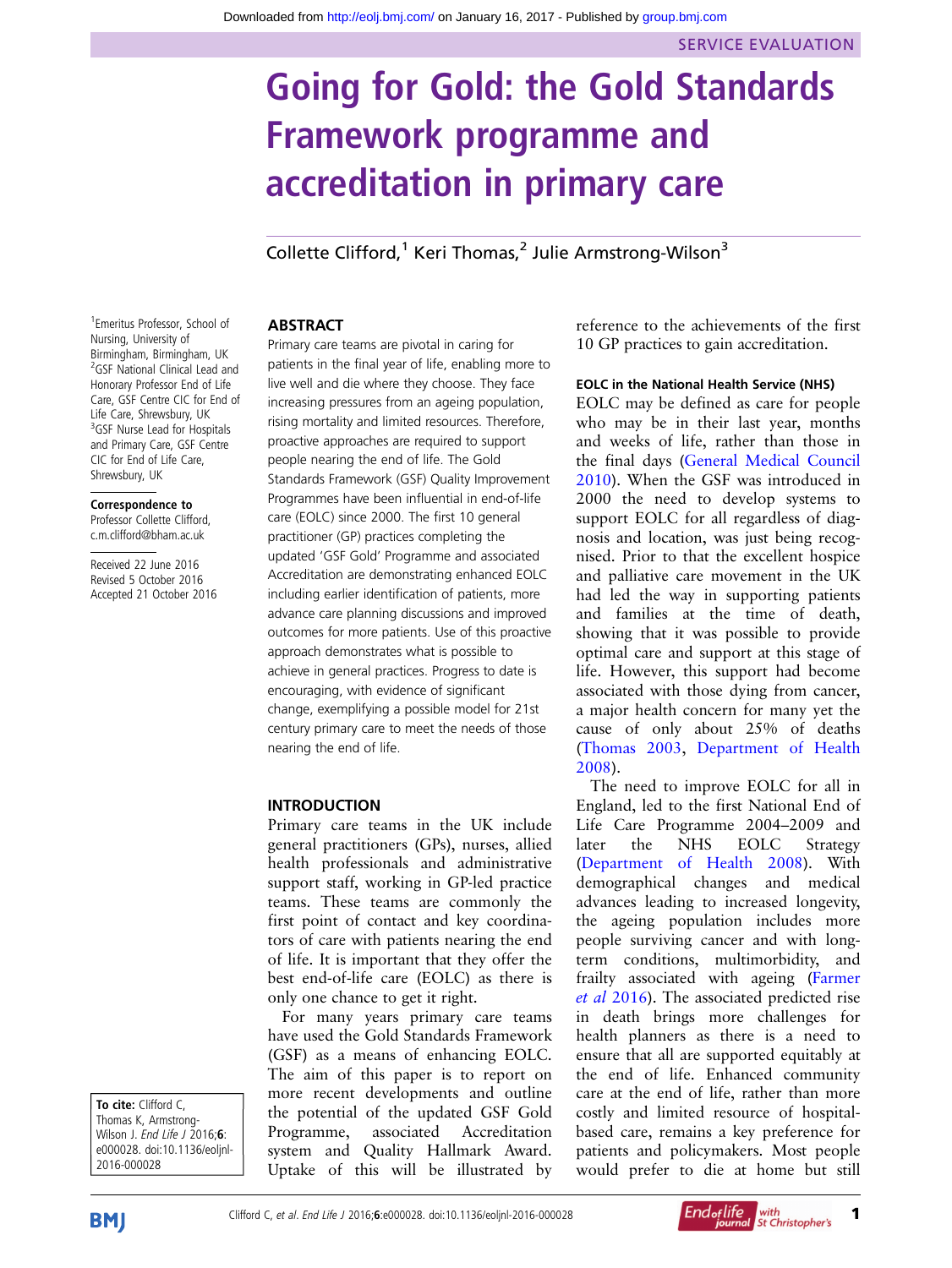SERVICE EVALUATION

# Going for Gold: the Gold Standards Framework programme and accreditation in primary care

Collette Clifford,[1] Keri Thomas,[2] Julie Armstrong-Wilson[3]

[1]Emeritus Professor, School of Nursing, University of Birmingham, Birmingham, UK
[2]GSF National Clinical Lead and Honorary Professor End of Life Care, GSF Centre CIC for End of Life Care, Shrewsbury, UK
[3]GSF Nurse Lead for Hospitals and Primary Care, GSF Centre CIC for End of Life Care, Shrewsbury, UK

**Correspondence to**
Professor Collette Clifford, c.m.clifford@bham.ac.uk

Received 22 June 2016
Revised 5 October 2016
Accepted 21 October 2016

**To cite:** Clifford C, Thomas K, Armstrong-Wilson J. *End Life J* 2016;**6**: e000028. doi:10.1136/eoljnl-2016-000028

## ABSTRACT

Primary care teams are pivotal in caring for patients in the final year of life, enabling more to live well and die where they choose. They face increasing pressures from an ageing population, rising mortality and limited resources. Therefore, proactive approaches are required to support people nearing the end of life. The Gold Standards Framework (GSF) Quality Improvement Programmes have been influential in end-of-life care (EOLC) since 2000. The first 10 general practitioner (GP) practices completing the updated 'GSF Gold' Programme and associated Accreditation are demonstrating enhanced EOLC including earlier identification of patients, more advance care planning discussions and improved outcomes for more patients. Use of this proactive approach demonstrates what is possible to achieve in general practices. Progress to date is encouraging, with evidence of significant change, exemplifying a possible model for 21st century primary care to meet the needs of those nearing the end of life.

## INTRODUCTION

Primary care teams in the UK include general practitioners (GPs), nurses, allied health professionals and administrative support staff, working in GP-led practice teams. These teams are commonly the first point of contact and key coordinators of care with patients nearing the end of life. It is important that they offer the best end-of-life care (EOLC) as there is only one chance to get it right.

For many years primary care teams have used the Gold Standards Framework (GSF) as a means of enhancing EOLC. The aim of this paper is to report on more recent developments and outline the potential of the updated GSF Gold Programme, associated Accreditation system and Quality Hallmark Award. Uptake of this will be illustrated by reference to the achievements of the first 10 GP practices to gain accreditation.

### EOLC in the National Health Service (NHS)

EOLC may be defined as care for people who may be in their last year, months and weeks of life, rather than those in the final days (General Medical Council 2010). When the GSF was introduced in 2000 the need to develop systems to support EOLC for all regardless of diagnosis and location, was just being recognised. Prior to that the excellent hospice and palliative care movement in the UK had led the way in supporting patients and families at the time of death, showing that it was possible to provide optimal care and support at this stage of life. However, this support had become associated with those dying from cancer, a major health concern for many yet the cause of only about 25% of deaths (Thomas 2003, Department of Health 2008).

The need to improve EOLC for all in England, led to the first National End of Life Care Programme 2004–2009 and later the NHS EOLC Strategy (Department of Health 2008). With demographical changes and medical advances leading to increased longevity, the ageing population includes more people surviving cancer and with long-term conditions, multimorbidity, and frailty associated with ageing (Farmer *et al* 2016). The associated predicted rise in death brings more challenges for health planners as there is a need to ensure that all are supported equitably at the end of life. Enhanced community care at the end of life, rather than more costly and limited resource of hospital-based care, remains a key preference for patients and policymakers. Most people would prefer to die at home but still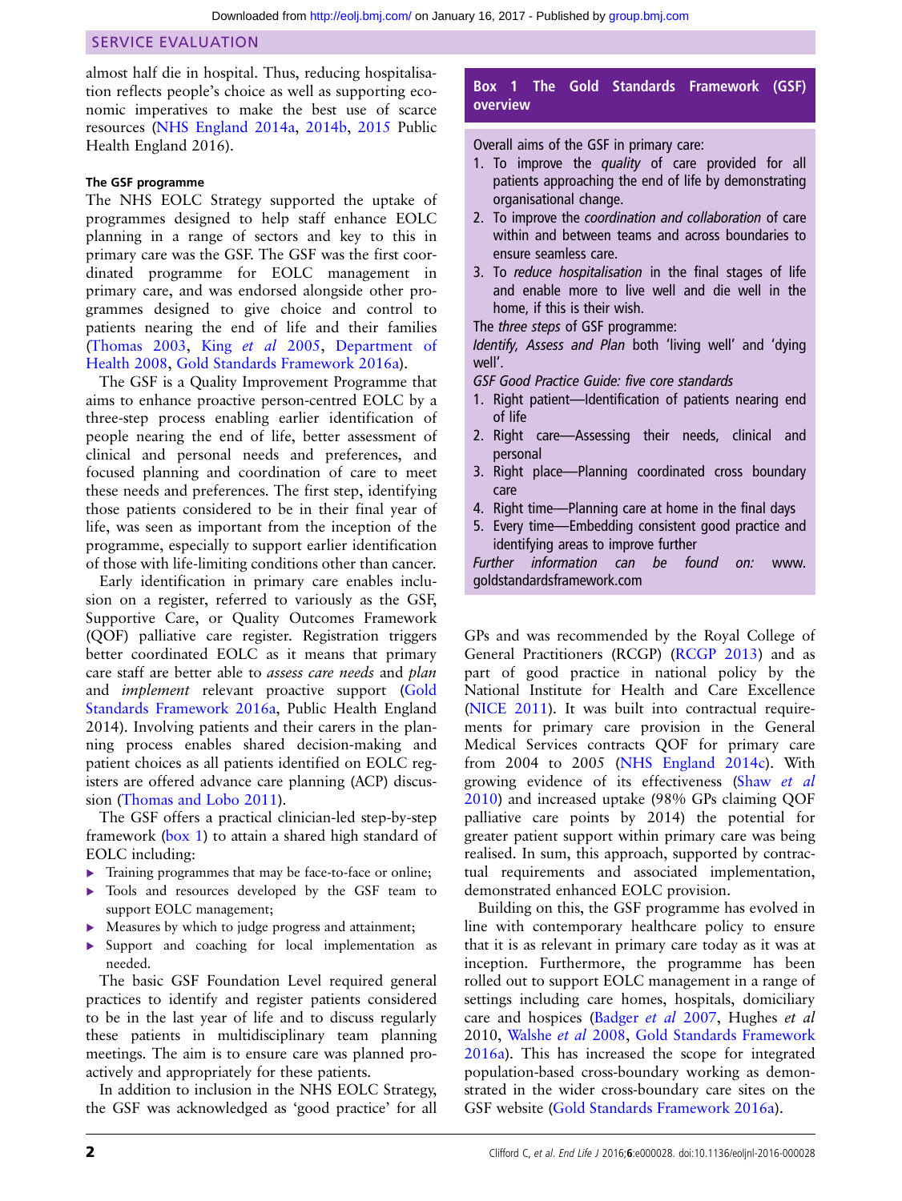almost half die in hospital. Thus, reducing hospitalisation reflects people's choice as well as supporting economic imperatives to make the best use of scarce resources (NHS England 2014a, 2014b, 2015 Public Health England 2016).

#### The GSF programme

The NHS EOLC Strategy supported the uptake of programmes designed to help staff enhance EOLC planning in a range of sectors and key to this in primary care was the GSF. The GSF was the first coordinated programme for EOLC management in primary care, and was endorsed alongside other programmes designed to give choice and control to patients nearing the end of life and their families (Thomas 2003, King *et al* 2005, Department of Health 2008, Gold Standards Framework 2016a).

The GSF is a Quality Improvement Programme that aims to enhance proactive person-centred EOLC by a three-step process enabling earlier identification of people nearing the end of life, better assessment of clinical and personal needs and preferences, and focused planning and coordination of care to meet these needs and preferences. The first step, identifying those patients considered to be in their final year of life, was seen as important from the inception of the programme, especially to support earlier identification of those with life-limiting conditions other than cancer.

Early identification in primary care enables inclusion on a register, referred to variously as the GSF, Supportive Care, or Quality Outcomes Framework (QOF) palliative care register. Registration triggers better coordinated EOLC as it means that primary care staff are better able to *assess care needs* and *plan* and *implement* relevant proactive support (Gold Standards Framework 2016a, Public Health England 2014). Involving patients and their carers in the planning process enables shared decision-making and patient choices as all patients identified on EOLC registers are offered advance care planning (ACP) discussion (Thomas and Lobo 2011).

The GSF offers a practical clinician-led step-by-step framework (box 1) to attain a shared high standard of EOLC including:

- Training programmes that may be face-to-face or online;
- Tools and resources developed by the GSF team to support EOLC management;
- Measures by which to judge progress and attainment;
- Support and coaching for local implementation as needed.

The basic GSF Foundation Level required general practices to identify and register patients considered to be in the last year of life and to discuss regularly these patients in multidisciplinary team planning meetings. The aim is to ensure care was planned proactively and appropriately for these patients.

In addition to inclusion in the NHS EOLC Strategy, the GSF was acknowledged as 'good practice' for all GPs and was recommended by the Royal College of General Practitioners (RCGP) (RCGP 2013) and as part of good practice in national policy by the National Institute for Health and Care Excellence (NICE 2011). It was built into contractual requirements for primary care provision in the General Medical Services contracts QOF for primary care from 2004 to 2005 (NHS England 2014c). With growing evidence of its effectiveness (Shaw *et al* 2010) and increased uptake (98% GPs claiming QOF palliative care points by 2014) the potential for greater patient support within primary care was being realised. In sum, this approach, supported by contractual requirements and associated implementation, demonstrated enhanced EOLC provision.

Building on this, the GSF programme has evolved in line with contemporary healthcare policy to ensure that it is as relevant in primary care today as it was at inception. Furthermore, the programme has been rolled out to support EOLC management in a range of settings including care homes, hospitals, domiciliary care and hospices (Badger *et al* 2007, Hughes *et al* 2010, Walshe *et al* 2008, Gold Standards Framework 2016a). This has increased the scope for integrated population-based cross-boundary working as demonstrated in the wider cross-boundary care sites on the GSF website (Gold Standards Framework 2016a).

**Box 1 The Gold Standards Framework (GSF) overview**

Overall aims of the GSF in primary care:

1. To improve the *quality* of care provided for all patients approaching the end of life by demonstrating organisational change.
2. To improve the *coordination and collaboration* of care within and between teams and across boundaries to ensure seamless care.
3. To *reduce hospitalisation* in the final stages of life and enable more to live well and die well in the home, if this is their wish.

The *three steps* of GSF programme:

*Identify, Assess and Plan* both 'living well' and 'dying well'.

*GSF Good Practice Guide: five core standards*

1. Right patient—Identification of patients nearing end of life
2. Right care—Assessing their needs, clinical and personal
3. Right place—Planning coordinated cross boundary care
4. Right time—Planning care at home in the final days
5. Every time—Embedding consistent good practice and identifying areas to improve further

*Further information can be found on:* www.goldstandardsframework.com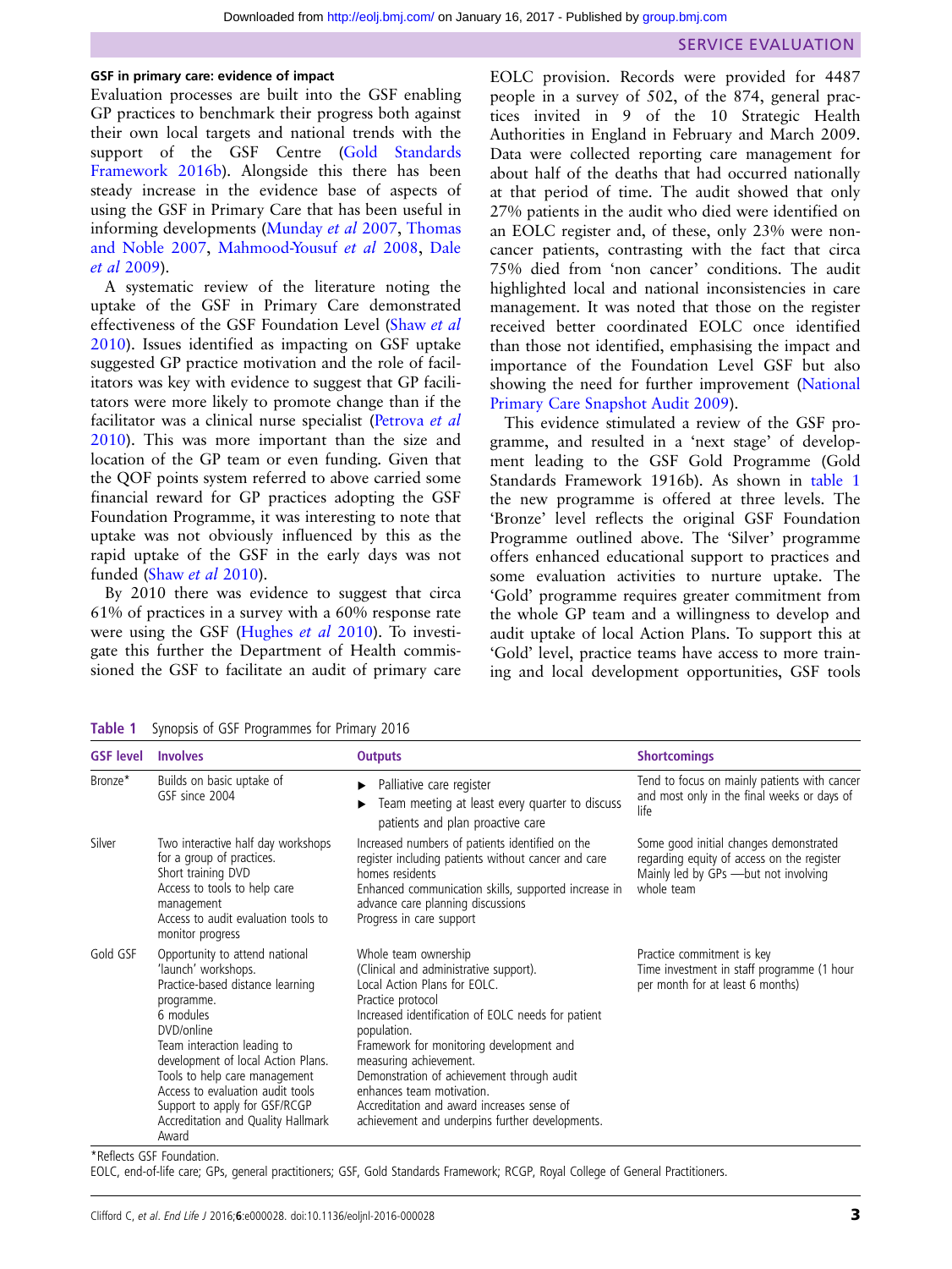### GSF in primary care: evidence of impact

Evaluation processes are built into the GSF enabling GP practices to benchmark their progress both against their own local targets and national trends with the support of the GSF Centre (Gold Standards Framework 2016b). Alongside this there has been steady increase in the evidence base of aspects of using the GSF in Primary Care that has been useful in informing developments (Munday *et al* 2007, Thomas and Noble 2007, Mahmood-Yousuf *et al* 2008, Dale *et al* 2009).

A systematic review of the literature noting the uptake of the GSF in Primary Care demonstrated effectiveness of the GSF Foundation Level (Shaw *et al* 2010). Issues identified as impacting on GSF uptake suggested GP practice motivation and the role of facilitators was key with evidence to suggest that GP facilitators were more likely to promote change than if the facilitator was a clinical nurse specialist (Petrova *et al* 2010). This was more important than the size and location of the GP team or even funding. Given that the QOF points system referred to above carried some financial reward for GP practices adopting the GSF Foundation Programme, it was interesting to note that uptake was not obviously influenced by this as the rapid uptake of the GSF in the early days was not funded (Shaw *et al* 2010).

By 2010 there was evidence to suggest that circa 61% of practices in a survey with a 60% response rate were using the GSF (Hughes *et al* 2010). To investigate this further the Department of Health commissioned the GSF to facilitate an audit of primary care EOLC provision. Records were provided for 4487 people in a survey of 502, of the 874, general practices invited in 9 of the 10 Strategic Health Authorities in England in February and March 2009. Data were collected reporting care management for about half of the deaths that had occurred nationally at that period of time. The audit showed that only 27% patients in the audit who died were identified on an EOLC register and, of these, only 23% were non-cancer patients, contrasting with the fact that circa 75% died from 'non cancer' conditions. The audit highlighted local and national inconsistencies in care management. It was noted that those on the register received better coordinated EOLC once identified than those not identified, emphasising the impact and importance of the Foundation Level GSF but also showing the need for further improvement (National Primary Care Snapshot Audit 2009).

This evidence stimulated a review of the GSF programme, and resulted in a 'next stage' of development leading to the GSF Gold Programme (Gold Standards Framework 1916b). As shown in table 1 the new programme is offered at three levels. The 'Bronze' level reflects the original GSF Foundation Programme outlined above. The 'Silver' programme offers enhanced educational support to practices and some evaluation activities to nurture uptake. The 'Gold' programme requires greater commitment from the whole GP team and a willingness to develop and audit uptake of local Action Plans. To support this at 'Gold' level, practice teams have access to more training and local development opportunities, GSF tools

**Table 1** Synopsis of GSF Programmes for Primary 2016

| GSF level | Involves | Outputs | Shortcomings |
|---|---|---|---|
| Bronze* | Builds on basic uptake of GSF since 2004 | ▶ Palliative care register<br>▶ Team meeting at least every quarter to discuss patients and plan proactive care | Tend to focus on mainly patients with cancer and most only in the final weeks or days of life |
| Silver | Two interactive half day workshops for a group of practices.<br>Short training DVD<br>Access to tools to help care management<br>Access to audit evaluation tools to monitor progress | Increased numbers of patients identified on the register including patients without cancer and care homes residents<br>Enhanced communication skills, supported increase in advance care planning discussions<br>Progress in care support | Some good initial changes demonstrated regarding equity of access on the register<br>Mainly led by GPs —but not involving whole team |
| Gold GSF | Opportunity to attend national 'launch' workshops.<br>Practice-based distance learning programme.<br>6 modules<br>DVD/online<br>Team interaction leading to development of local Action Plans.<br>Tools to help care management<br>Access to evaluation audit tools<br>Support to apply for GSF/RCGP Accreditation and Quality Hallmark Award | Whole team ownership<br>(Clinical and administrative support).<br>Local Action Plans for EOLC.<br>Practice protocol<br>Increased identification of EOLC needs for patient population.<br>Framework for monitoring development and measuring achievement.<br>Demonstration of achievement through audit enhances team motivation.<br>Accreditation and award increases sense of achievement and underpins further developments. | Practice commitment is key<br>Time investment in staff programme (1 hour per month for at least 6 months) |

*Reflects GSF Foundation.
EOLC, end-of-life care; GPs, general practitioners; GSF, Gold Standards Framework; RCGP, Royal College of General Practitioners.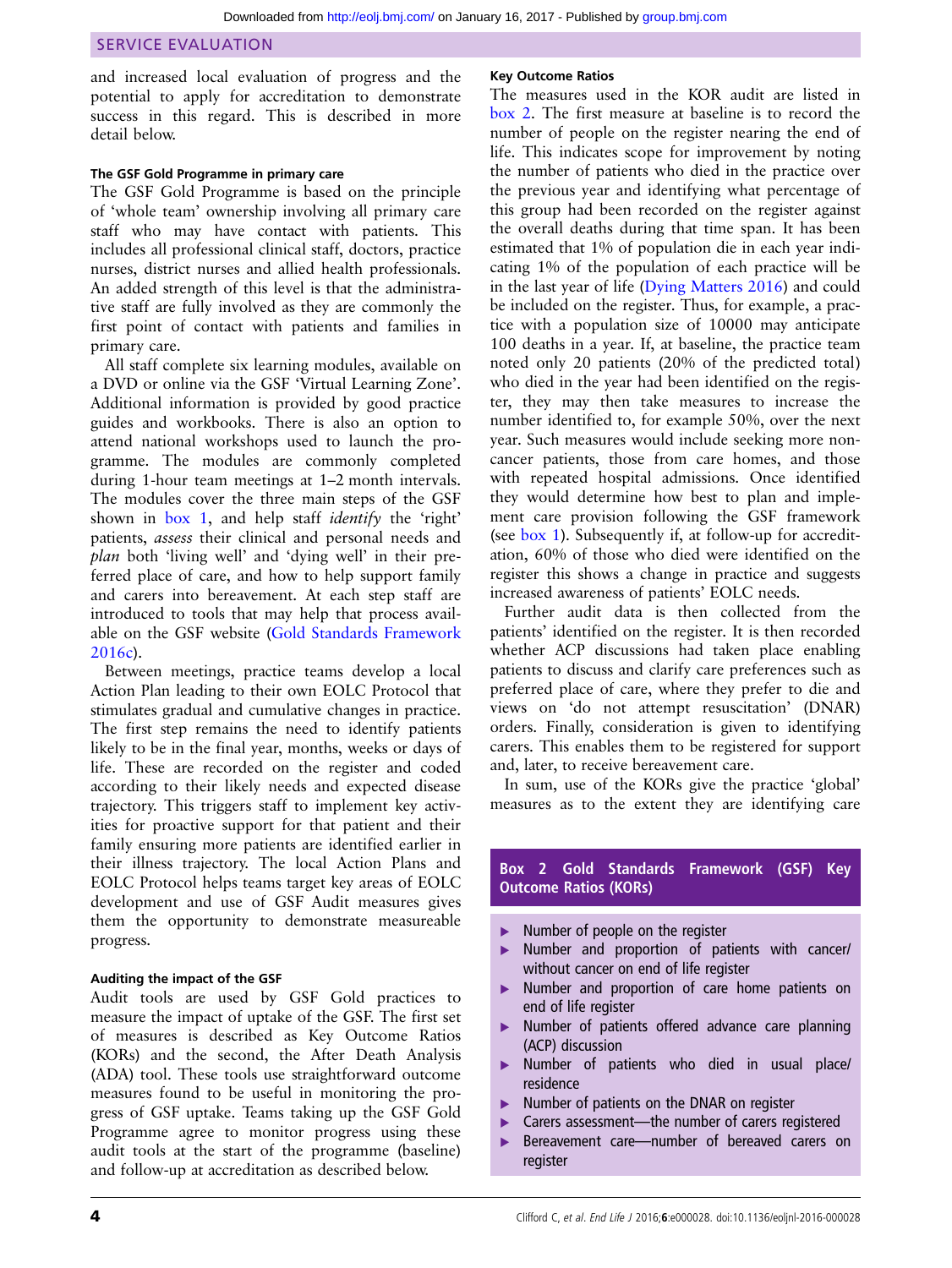and increased local evaluation of progress and the potential to apply for accreditation to demonstrate success in this regard. This is described in more detail below.

### The GSF Gold Programme in primary care

The GSF Gold Programme is based on the principle of 'whole team' ownership involving all primary care staff who may have contact with patients. This includes all professional clinical staff, doctors, practice nurses, district nurses and allied health professionals. An added strength of this level is that the administrative staff are fully involved as they are commonly the first point of contact with patients and families in primary care.

All staff complete six learning modules, available on a DVD or online via the GSF 'Virtual Learning Zone'. Additional information is provided by good practice guides and workbooks. There is also an option to attend national workshops used to launch the programme. The modules are commonly completed during 1-hour team meetings at 1–2 month intervals. The modules cover the three main steps of the GSF shown in box 1, and help staff *identify* the 'right' patients, *assess* their clinical and personal needs and *plan* both 'living well' and 'dying well' in their preferred place of care, and how to help support family and carers into bereavement. At each step staff are introduced to tools that may help that process available on the GSF website (Gold Standards Framework 2016c).

Between meetings, practice teams develop a local Action Plan leading to their own EOLC Protocol that stimulates gradual and cumulative changes in practice. The first step remains the need to identify patients likely to be in the final year, months, weeks or days of life. These are recorded on the register and coded according to their likely needs and expected disease trajectory. This triggers staff to implement key activities for proactive support for that patient and their family ensuring more patients are identified earlier in their illness trajectory. The local Action Plans and EOLC Protocol helps teams target key areas of EOLC development and use of GSF Audit measures gives them the opportunity to demonstrate measureable progress.

### Auditing the impact of the GSF

Audit tools are used by GSF Gold practices to measure the impact of uptake of the GSF. The first set of measures is described as Key Outcome Ratios (KORs) and the second, the After Death Analysis (ADA) tool. These tools use straightforward outcome measures found to be useful in monitoring the progress of GSF uptake. Teams taking up the GSF Gold Programme agree to monitor progress using these audit tools at the start of the programme (baseline) and follow-up at accreditation as described below.

### Key Outcome Ratios

The measures used in the KOR audit are listed in box 2. The first measure at baseline is to record the number of people on the register nearing the end of life. This indicates scope for improvement by noting the number of patients in the practice who died over the previous year and identifying what percentage of this group had been recorded on the register against the overall deaths during that time span. It has been estimated that 1% of population die in each year indicating 1% of the population of each practice will be in the last year of life (Dying Matters 2016) and could be included on the register. Thus, for example, a practice with a population size of 10000 may anticipate 100 deaths in a year. If, at baseline, the practice team noted only 20 patients (20% of the predicted total) who died in the year had been identified on the register, they may then take measures to increase the number identified to, for example 50%, over the next year. Such measures would include seeking more non-cancer patients, those from care homes, and those with repeated hospital admissions. Once identified they would determine how best to plan and implement care provision following the GSF framework (see box 1). Subsequently if, at follow-up for accreditation, 60% of those who died were identified on the register this shows a change in practice and suggests increased awareness of patients' EOLC needs.

Further audit data is then collected from the patients' identified on the register. It is then recorded whether ACP discussions had taken place enabling patients to discuss and clarify care preferences such as preferred place of care, where they prefer to die and views on 'do not attempt resuscitation' (DNAR) orders. Finally, consideration is given to identifying carers. This enables them to be registered for support and, later, to receive bereavement care.

In sum, use of the KORs give the practice 'global' measures as to the extent they are identifying care

**Box 2 Gold Standards Framework (GSF) Key Outcome Ratios (KORs)**

- Number of people on the register
- Number and proportion of patients with cancer/without cancer on end of life register
- Number and proportion of care home patients on end of life register
- Number of patients offered advance care planning (ACP) discussion
- Number of patients who died in usual place/residence
- Number of patients on the DNAR on register
- Carers assessment—the number of carers registered
- Bereavement care—number of bereaved carers on register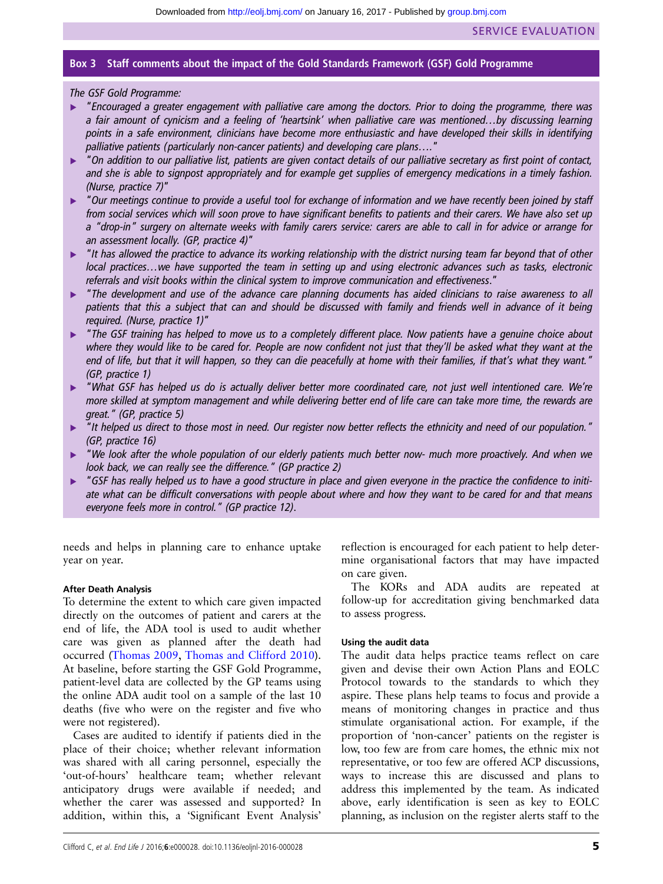### Box 3 Staff comments about the impact of the Gold Standards Framework (GSF) Gold Programme

*The GSF Gold Programme:*

- *"Encouraged a greater engagement with palliative care among the doctors. Prior to doing the programme, there was a fair amount of cynicism and a feeling of 'heartsink' when palliative care was mentioned…by discussing learning points in a safe environment, clinicians have become more enthusiastic and have developed their skills in identifying palliative patients (particularly non-cancer patients) and developing care plans…."*
- *"On addition to our palliative list, patients are given contact details of our palliative secretary as first point of contact, and she is able to signpost appropriately and for example get supplies of emergency medications in a timely fashion. (Nurse, practice 7)"*
- *"Our meetings continue to provide a useful tool for exchange of information and we have recently been joined by staff from social services which will soon prove to have significant benefits to patients and their carers. We have also set up a "drop-in" surgery on alternate weeks with family carers service: carers are able to call in for advice or arrange for an assessment locally. (GP, practice 4)"*
- *"It has allowed the practice to advance its working relationship with the district nursing team far beyond that of other local practices…we have supported the team in setting up and using electronic advances such as tasks, electronic referrals and visit books within the clinical system to improve communication and effectiveness."*
- *"The development and use of the advance care planning documents has aided clinicians to raise awareness to all patients that this a subject that can and should be discussed with family and friends well in advance of it being required. (Nurse, practice 1)"*
- *"The GSF training has helped to move us to a completely different place. Now patients have a genuine choice about where they would like to be cared for. People are now confident not just that they'll be asked what they want at the end of life, but that it will happen, so they can die peacefully at home with their families, if that's what they want." (GP, practice 1)*
- *"What GSF has helped us do is actually deliver better more coordinated care, not just well intentioned care. We're more skilled at symptom management and while delivering better end of life care can take more time, the rewards are great." (GP, practice 5)*
- *"It helped us direct to those most in need. Our register now better reflects the ethnicity and need of our population." (GP, practice 16)*
- *"We look after the whole population of our elderly patients much better now- much more proactively. And when we look back, we can really see the difference." (GP practice 2)*
- *"GSF has really helped us to have a good structure in place and given everyone in the practice the confidence to initiate what can be difficult conversations with people about where and how they want to be cared for and that means everyone feels more in control." (GP practice 12).*

needs and helps in planning care to enhance uptake year on year.

#### After Death Analysis

To determine the extent to which care given impacted directly on the outcomes of patient and carers at the end of life, the ADA tool is used to audit whether care was given as planned after the death had occurred (Thomas 2009, Thomas and Clifford 2010). At baseline, before starting the GSF Gold Programme, patient-level data are collected by the GP teams using the online ADA audit tool on a sample of the last 10 deaths (five who were on the register and five who were not registered).

Cases are audited to identify if patients died in the place of their choice; whether relevant information was shared with all caring personnel, especially the 'out-of-hours' healthcare team; whether relevant anticipatory drugs were available if needed; and whether the carer was assessed and supported? In addition, within this, a 'Significant Event Analysis' reflection is encouraged for each patient to help determine organisational factors that may have impacted on care given.

The KORs and ADA audits are repeated at follow-up for accreditation giving benchmarked data to assess progress.

#### Using the audit data

The audit data helps practice teams reflect on care given and devise their own Action Plans and EOLC Protocol towards to the standards to which they aspire. These plans help teams to focus and provide a means of monitoring changes in practice and thus stimulate organisational action. For example, if the proportion of 'non-cancer' patients on the register is low, too few are from care homes, the ethnic mix not representative, or too few are offered ACP discussions, ways to increase this are discussed and plans to address this implemented by the team. As indicated above, early identification is seen as key to EOLC planning, as inclusion on the register alerts staff to the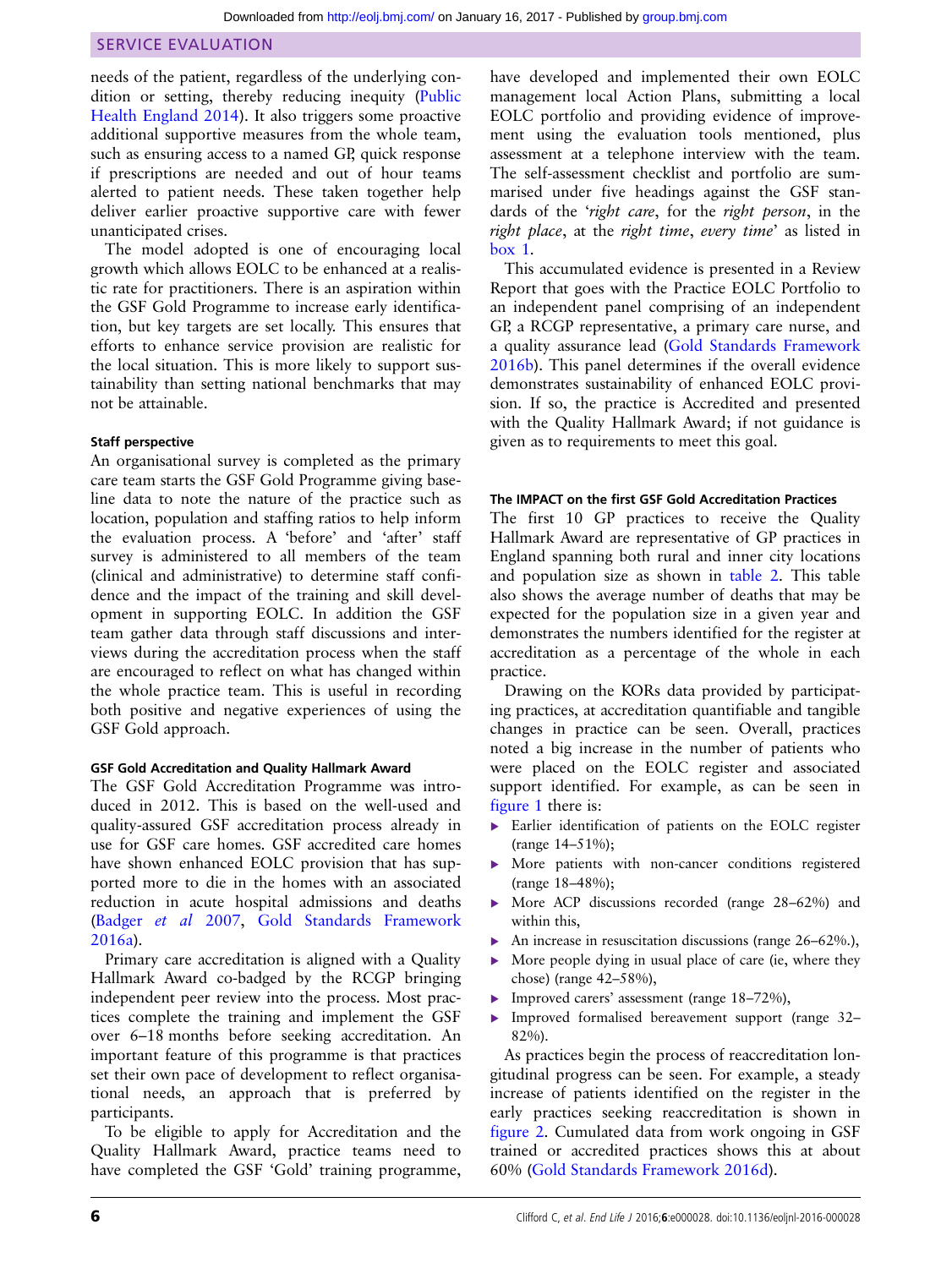needs of the patient, regardless of the underlying condition or setting, thereby reducing inequity (Public Health England 2014). It also triggers some proactive additional supportive measures from the whole team, such as ensuring access to a named GP, quick response if prescriptions are needed and out of hour teams alerted to patient needs. These taken together help deliver earlier proactive supportive care with fewer unanticipated crises.

The model adopted is one of encouraging local growth which allows EOLC to be enhanced at a realistic rate for practitioners. There is an aspiration within the GSF Gold Programme to increase early identification, but key targets are set locally. This ensures that efforts to enhance service provision are realistic for the local situation. This is more likely to support sustainability than setting national benchmarks that may not be attainable.

#### Staff perspective

An organisational survey is completed as the primary care team starts the GSF Gold Programme giving baseline data to note the nature of the practice such as location, population and staffing ratios to help inform the evaluation process. A 'before' and 'after' staff survey is administered to all members of the team (clinical and administrative) to determine staff confidence and the impact of the training and skill development in supporting EOLC. In addition the GSF team gather data through staff discussions and interviews during the accreditation process when the staff are encouraged to reflect on what has changed within the whole practice team. This is useful in recording both positive and negative experiences of using the GSF Gold approach.

#### GSF Gold Accreditation and Quality Hallmark Award

The GSF Gold Accreditation Programme was introduced in 2012. This is based on the well-used and quality-assured GSF accreditation process already in use for GSF care homes. GSF accredited care homes have shown enhanced EOLC provision that has supported more to die in the homes with an associated reduction in acute hospital admissions and deaths (Badger *et al* 2007, Gold Standards Framework 2016a).

Primary care accreditation is aligned with a Quality Hallmark Award co-badged by the RCGP bringing independent peer review into the process. Most practices complete the training and implement the GSF over 6–18 months before seeking accreditation. An important feature of this programme is that practices set their own pace of development to reflect organisational needs, an approach that is preferred by participants.

To be eligible to apply for Accreditation and the Quality Hallmark Award, practice teams need to have completed the GSF 'Gold' training programme, have developed and implemented their own EOLC management local Action Plans, submitting a local EOLC portfolio and providing evidence of improvement using the evaluation tools mentioned, plus assessment at a telephone interview with the team. The self-assessment checklist and portfolio are summarised under five headings against the GSF standards of the '*right care*, for the *right person*, in the *right place*, at the *right time*, *every time*' as listed in box 1.

This accumulated evidence is presented in a Review Report that goes with the Practice EOLC Portfolio to an independent panel comprising of an independent GP, a RCGP representative, a primary care nurse, and a quality assurance lead (Gold Standards Framework 2016b). This panel determines if the overall evidence demonstrates sustainability of enhanced EOLC provision. If so, the practice is Accredited and presented with the Quality Hallmark Award; if not guidance is given as to requirements to meet this goal.

#### The IMPACT on the first GSF Gold Accreditation Practices

The first 10 GP practices to receive the Quality Hallmark Award are representative of GP practices in England spanning both rural and inner city locations and population size as shown in table 2. This table also shows the average number of deaths that may be expected for the population size in a given year and demonstrates the numbers identified for the register at accreditation as a percentage of the whole in each practice.

Drawing on the KORs data provided by participating practices, at accreditation quantifiable and tangible changes in practice can be seen. Overall, practices noted a big increase in the number of patients who were placed on the EOLC register and associated support identified. For example, as can be seen in figure 1 there is:

- Earlier identification of patients on the EOLC register (range 14–51%);
- More patients with non-cancer conditions registered (range 18–48%);
- More ACP discussions recorded (range 28–62%) and within this,
- An increase in resuscitation discussions (range 26–62%.),
- More people dying in usual place of care (ie, where they chose) (range 42–58%),
- Improved carers' assessment (range 18–72%),
- Improved formalised bereavement support (range 32–82%).

As practices begin the process of reaccreditation longitudinal progress can be seen. For example, a steady increase of patients identified on the register in the early practices seeking reaccreditation is shown in figure 2. Cumulated data from work ongoing in GSF trained or accredited practices shows this at about 60% (Gold Standards Framework 2016d).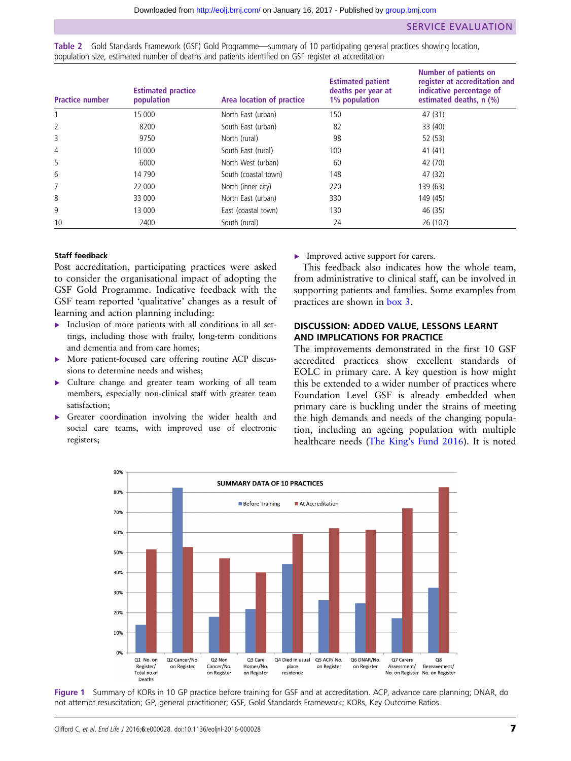**Table 2** Gold Standards Framework (GSF) Gold Programme—summary of 10 participating general practices showing location, population size, estimated number of deaths and patients identified on GSF register at accreditation

| Practice number | Estimated practice population | Area location of practice | Estimated patient deaths per year at 1% population | Number of patients on register at accreditation and indicative percentage of estimated deaths, n (%) |
|---|---|---|---|---|
| 1 | 15 000 | North East (urban) | 150 | 47 (31) |
| 2 | 8200 | South East (urban) | 82 | 33 (40) |
| 3 | 9750 | North (rural) | 98 | 52 (53) |
| 4 | 10 000 | South East (rural) | 100 | 41 (41) |
| 5 | 6000 | North West (urban) | 60 | 42 (70) |
| 6 | 14 790 | South (coastal town) | 148 | 47 (32) |
| 7 | 22 000 | North (inner city) | 220 | 139 (63) |
| 8 | 33 000 | North East (urban) | 330 | 149 (45) |
| 9 | 13 000 | East (coastal town) | 130 | 46 (35) |
| 10 | 2400 | South (rural) | 24 | 26 (107) |

### Staff feedback

Post accreditation, participating practices were asked to consider the organisational impact of adopting the GSF Gold Programme. Indicative feedback with the GSF team reported 'qualitative' changes as a result of learning and action planning including:

- Inclusion of more patients with all conditions in all settings, including those with frailty, long-term conditions and dementia and from care homes;
- More patient-focused care offering routine ACP discussions to determine needs and wishes;
- Culture change and greater team working of all team members, especially non-clinical staff with greater team satisfaction;
- Greater coordination involving the wider health and social care teams, with improved use of electronic registers;
- Improved active support for carers.

This feedback also indicates how the whole team, from administrative to clinical staff, can be involved in supporting patients and families. Some examples from practices are shown in box 3.

## DISCUSSION: ADDED VALUE, LESSONS LEARNT AND IMPLICATIONS FOR PRACTICE

The improvements demonstrated in the first 10 GSF accredited practices show excellent standards of EOLC in primary care. A key question is how might this be extended to a wider number of practices where Foundation Level GSF is already embedded when primary care is buckling under the strains of meeting the high demands and needs of the changing population, including an ageing population with multiple healthcare needs (The King's Fund 2016). It is noted

Figure 1 Summary of KORs in 10 GP practice before training for GSF and at accreditation. ACP, advance care planning; DNAR, do not attempt resuscitation; GP, general practitioner; GSF, Gold Standards Framework; KORs, Key Outcome Ratios.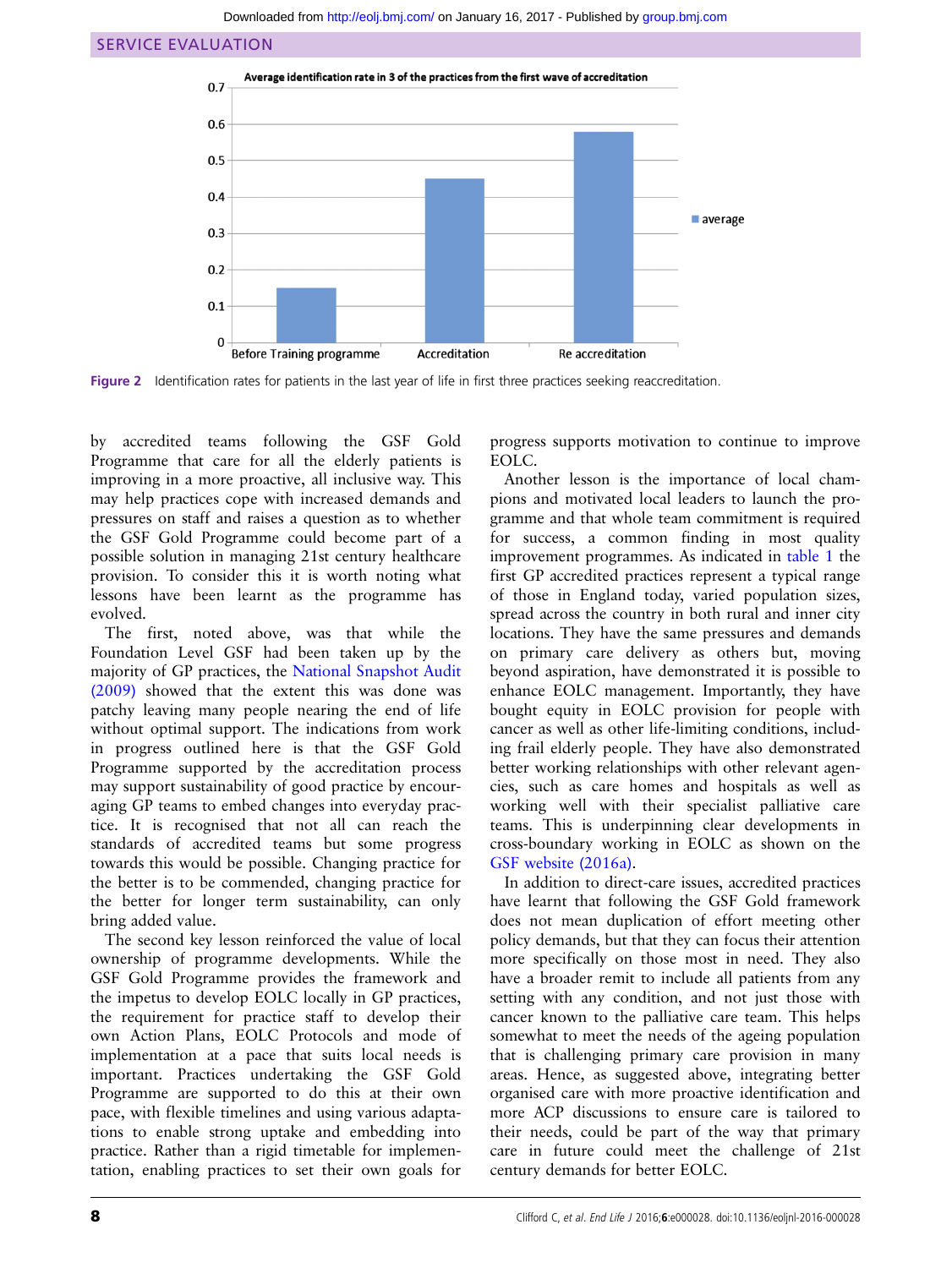Figure 2 Identification rates for patients in the last year of life in first three practices seeking reaccreditation.

by accredited teams following the GSF Gold Programme that care for all the elderly patients is improving in a more proactive, all inclusive way. This may help practices cope with increased demands and pressures on staff and raises a question as to whether the GSF Gold Programme could become part of a possible solution in managing 21st century healthcare provision. To consider this it is worth noting what lessons have been learnt as the programme has evolved.

The first, noted above, was that while the Foundation Level GSF had been taken up by the majority of GP practices, the National Snapshot Audit (2009) showed that the extent this was done was patchy leaving many people nearing the end of life without optimal support. The indications from work in progress outlined here is that the GSF Gold Programme supported by the accreditation process may support sustainability of good practice by encouraging GP teams to embed changes into everyday practice. It is recognised that not all can reach the standards of accredited teams but some progress towards this would be possible. Changing practice for the better is to be commended, changing practice for the better for longer term sustainability, can only bring added value.

The second key lesson reinforced the value of local ownership of programme developments. While the GSF Gold Programme provides the framework and the impetus to develop EOLC locally in GP practices, the requirement for practice staff to develop their own Action Plans, EOLC Protocols and mode of implementation at a pace that suits local needs is important. Practices undertaking the GSF Gold Programme are supported to do this at their own pace, with flexible timelines and using various adaptations to enable strong uptake and embedding into practice. Rather than a rigid timetable for implementation, enabling practices to set their own goals for progress supports motivation to continue to improve EOLC.

Another lesson is the importance of local champions and motivated local leaders to launch the programme and that whole team commitment is required for success, a common finding in most quality improvement programmes. As indicated in table 1 the first GP accredited practices represent a typical range of those in England today, varied population sizes, spread across the country in both rural and inner city locations. They have the same pressures and demands on primary care delivery as others but, moving beyond aspiration, have demonstrated it is possible to enhance EOLC management. Importantly, they have bought equity in EOLC provision for people with cancer as well as other life-limiting conditions, including frail elderly people. They have also demonstrated better working relationships with other relevant agencies, such as care homes and hospitals as well as working well with their specialist palliative care teams. This is underpinning clear developments in cross-boundary working in EOLC as shown on the GSF website (2016a).

In addition to direct-care issues, accredited practices have learnt that following the GSF Gold framework does not mean duplication of effort meeting other policy demands, but that they can focus their attention more specifically on those most in need. They also have a broader remit to include all patients from any setting with any condition, and not just those with cancer known to the palliative care team. This helps somewhat to meet the needs of the ageing population that is challenging primary care provision in many areas. Hence, as suggested above, integrating better organised care with more proactive identification and more ACP discussions to ensure care is tailored to their needs, could be part of the way that primary care in future could meet the challenge of 21st century demands for better EOLC.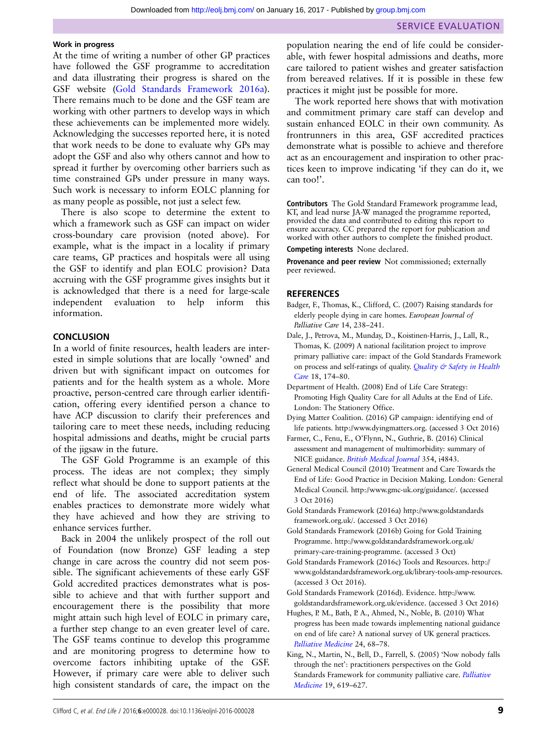### Work in progress

At the time of writing a number of other GP practices have followed the GSF programme to accreditation and data illustrating their progress is shared on the GSF website (Gold Standards Framework 2016a). There remains much to be done and the GSF team are working with other partners to develop ways in which these achievements can be implemented more widely. Acknowledging the successes reported here, it is noted that work needs to be done to evaluate why GPs may adopt the GSF and also why others cannot and how to spread it further by overcoming other barriers such as time constrained GPs under pressure in many ways. Such work is necessary to inform EOLC planning for as many people as possible, not just a select few.

There is also scope to determine the extent to which a framework such as GSF can impact on wider cross-boundary care provision (noted above). For example, what is the impact in a locality if primary care teams, GP practices and hospitals were all using the GSF to identify and plan EOLC provision? Data accruing with the GSF programme gives insights but it is acknowledged that there is a need for large-scale independent evaluation to help inform this information.

## CONCLUSION

In a world of finite resources, health leaders are interested in simple solutions that are locally 'owned' and driven but with significant impact on outcomes for patients and for the health system as a whole. More proactive, person-centred care through earlier identification, offering every identified person a chance to have ACP discussion to clarify their preferences and tailoring care to meet these needs, including reducing hospital admissions and deaths, might be crucial parts of the jigsaw in the future.

The GSF Gold Programme is an example of this process. The ideas are not complex; they simply reflect what should be done to support patients at the end of life. The associated accreditation system enables practices to demonstrate more widely what they have achieved and how they are striving to enhance services further.

Back in 2004 the unlikely prospect of the roll out of Foundation (now Bronze) GSF leading a step change in care across the country did not seem possible. The significant achievements of these early GSF Gold accredited practices demonstrates what is possible to achieve and that with further support and encouragement there is the possibility that more might attain such high level of EOLC in primary care, a further step change to an even greater level of care. The GSF teams continue to develop this programme and are monitoring progress to determine how to overcome factors inhibiting uptake of the GSF. However, if primary care were able to deliver such high consistent standards of care, the impact on the population nearing the end of life could be considerable, with fewer hospital admissions and deaths, more care tailored to patient wishes and greater satisfaction from bereaved relatives. If it is possible in these few practices it might just be possible for more.

The work reported here shows that with motivation and commitment primary care staff can develop and sustain enhanced EOLC in their own community. As frontrunners in this area, GSF accredited practices demonstrate what is possible to achieve and therefore act as an encouragement and inspiration to other practices keen to improve indicating 'if they can do it, we can too!'.

**Contributors** The Gold Standard Framework programme lead, KT, and lead nurse JA-W managed the programme reported, provided the data and contributed to editing this report to ensure accuracy. CC prepared the report for publication and worked with other authors to complete the finished product.

**Competing interests** None declared.

**Provenance and peer review** Not commissioned; externally peer reviewed.

## REFERENCES

Badger, F., Thomas, K., Clifford, C. (2007) Raising standards for elderly people dying in care homes. *European Journal of Palliative Care* 14, 238–241.

Dale, J., Petrova, M., Munday, D., Koistinen-Harris, J., Lall, R., Thomas, K. (2009) A national facilitation project to improve primary palliative care: impact of the Gold Standards Framework on process and self-ratings of quality. *Quality & Safety in Health Care* 18, 174–80.

Department of Health. (2008) End of Life Care Strategy: Promoting High Quality Care for all Adults at the End of Life. London: The Stationery Office.

Dying Matter Coalition. (2016) GP campaign: identifying end of life patients. http://www.dyingmatters.org. (accessed 3 Oct 2016)

Farmer, C., Fenu, E., O'Flynn, N., Guthrie, B. (2016) Clinical assessment and management of multimorbidity: summary of NICE guidance. *British Medical Journal* 354, i4843.

General Medical Council (2010) Treatment and Care Towards the End of Life: Good Practice in Decision Making. London: General Medical Council. http://www.gmc-uk.org/guidance/. (accessed 3 Oct 2016)

Gold Standards Framework (2016a) http://www.goldstandardsframework.org.uk/. (accessed 3 Oct 2016)

Gold Standards Framework (2016b) Going for Gold Training Programme. http://www.goldstandardsframework.org.uk/primary-care-training-programme. (accessed 3 Oct)

Gold Standards Framework (2016c) Tools and Resources. http://www.goldstandardsframework.org.uk/library-tools-amp-resources. (accessed 3 Oct 2016).

Gold Standards Framework (2016d). Evidence. http://www.goldstandardsframework.org.uk/evidence. (accessed 3 Oct 2016)

Hughes, P. M., Bath, P. A., Ahmed, N., Noble, B. (2010) What progress has been made towards implementing national guidance on end of life care? A national survey of UK general practices. *Palliative Medicine* 24, 68–78.

King, N., Martin, N., Bell, D., Farrell, S. (2005) 'Now nobody falls through the net': practitioners perspectives on the Gold Standards Framework for community palliative care. *Palliative Medicine* 19, 619–627.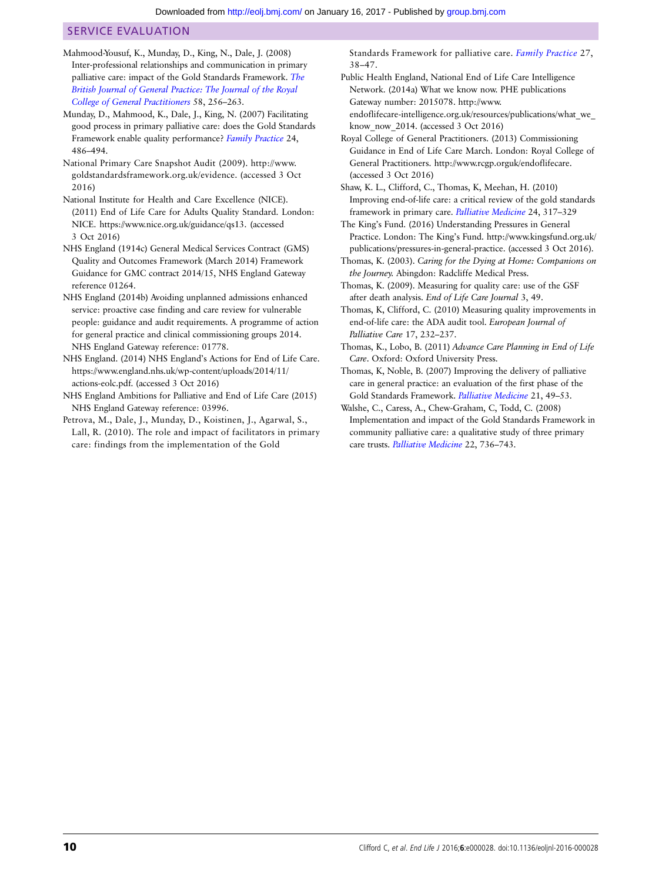Mahmood-Yousuf, K., Munday, D., King, N., Dale, J. (2008) Inter-professional relationships and communication in primary palliative care: impact of the Gold Standards Framework. *The British Journal of General Practice: The Journal of the Royal College of General Practitioners* 58, 256–263.

Munday, D., Mahmood, K., Dale, J., King, N. (2007) Facilitating good process in primary palliative care: does the Gold Standards Framework enable quality performance? *Family Practice* 24, 486–494.

National Primary Care Snapshot Audit (2009). http://www.goldstandardsframework.org.uk/evidence. (accessed 3 Oct 2016)

National Institute for Health and Care Excellence (NICE). (2011) End of Life Care for Adults Quality Standard. London: NICE. https://www.nice.org.uk/guidance/qs13. (accessed 3 Oct 2016)

NHS England (1914c) General Medical Services Contract (GMS) Quality and Outcomes Framework (March 2014) Framework Guidance for GMC contract 2014/15, NHS England Gateway reference 01264.

NHS England (2014b) Avoiding unplanned admissions enhanced service: proactive case finding and care review for vulnerable people: guidance and audit requirements. A programme of action for general practice and clinical commissioning groups 2014. NHS England Gateway reference: 01778.

NHS England. (2014) NHS England's Actions for End of Life Care. https://www.england.nhs.uk/wp-content/uploads/2014/11/actions-eolc.pdf. (accessed 3 Oct 2016)

NHS England Ambitions for Palliative and End of Life Care (2015) NHS England Gateway reference: 03996.

Petrova, M., Dale, J., Munday, D., Koistinen, J., Agarwal, S., Lall, R. (2010). The role and impact of facilitators in primary care: findings from the implementation of the Gold Standards Framework for palliative care. *Family Practice* 27, 38–47.

Public Health England, National End of Life Care Intelligence Network. (2014a) What we know now. PHE publications Gateway number: 2015078. http://www.endoflifecare-intelligence.org.uk/resources/publications/what_we_know_now_2014. (accessed 3 Oct 2016)

Royal College of General Practitioners. (2013) Commissioning Guidance in End of Life Care March. London: Royal College of General Practitioners. http://www.rcgp.orguk/endoflifecare. (accessed 3 Oct 2016)

Shaw, K. L., Clifford, C., Thomas, K, Meehan, H. (2010) Improving end-of-life care: a critical review of the gold standards framework in primary care. *Palliative Medicine* 24, 317–329

The King's Fund. (2016) Understanding Pressures in General Practice. London: The King's Fund. http://www.kingsfund.org.uk/publications/pressures-in-general-practice. (accessed 3 Oct 2016).

Thomas, K. (2003). *Caring for the Dying at Home: Companions on the Journey.* Abingdon: Radcliffe Medical Press.

Thomas, K. (2009). Measuring for quality care: use of the GSF after death analysis. *End of Life Care Journal* 3, 49.

Thomas, K, Clifford, C. (2010) Measuring quality improvements in end-of-life care: the ADA audit tool. *European Journal of Palliative Care* 17, 232–237.

Thomas, K., Lobo, B. (2011) *Advance Care Planning in End of Life Care*. Oxford: Oxford University Press.

Thomas, K, Noble, B. (2007) Improving the delivery of palliative care in general practice: an evaluation of the first phase of the Gold Standards Framework. *Palliative Medicine* 21, 49–53.

Walshe, C., Caress, A., Chew-Graham, C, Todd, C. (2008) Implementation and impact of the Gold Standards Framework in community palliative care: a qualitative study of three primary care trusts. *Palliative Medicine* 22, 736–743.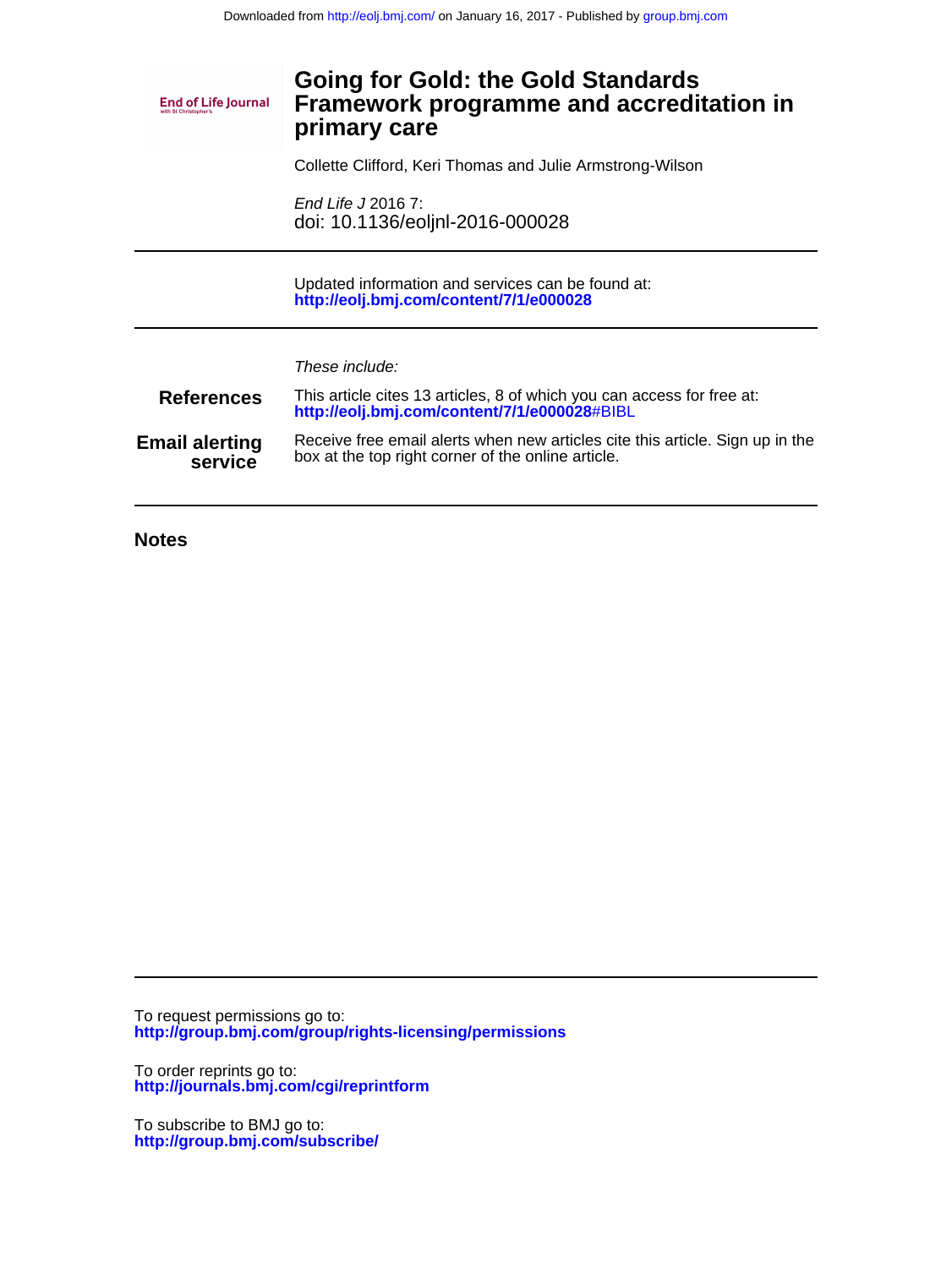Downloaded from http://eolj.bmj.com/ on January 16, 2017 - Published by group.bmj.com

End of Life Journal
with St Christopher's

# Going for Gold: the Gold Standards Framework programme and accreditation in primary care

Collette Clifford, Keri Thomas and Julie Armstrong-Wilson

*End Life J* 2016 7:
doi: 10.1136/eoljnl-2016-000028

Updated information and services can be found at:
**http://eolj.bmj.com/content/7/1/e000028**

*These include:*

**References**

This article cites 13 articles, 8 of which you can access for free at:
**http://eolj.bmj.com/content/7/1/e000028**#BIBL

**Email alerting service**

Receive free email alerts when new articles cite this article. Sign up in the box at the top right corner of the online article.

## Notes

To request permissions go to:
**http://group.bmj.com/group/rights-licensing/permissions**

To order reprints go to:
**http://journals.bmj.com/cgi/reprintform**

To subscribe to BMJ go to:
**http://group.bmj.com/subscribe/**